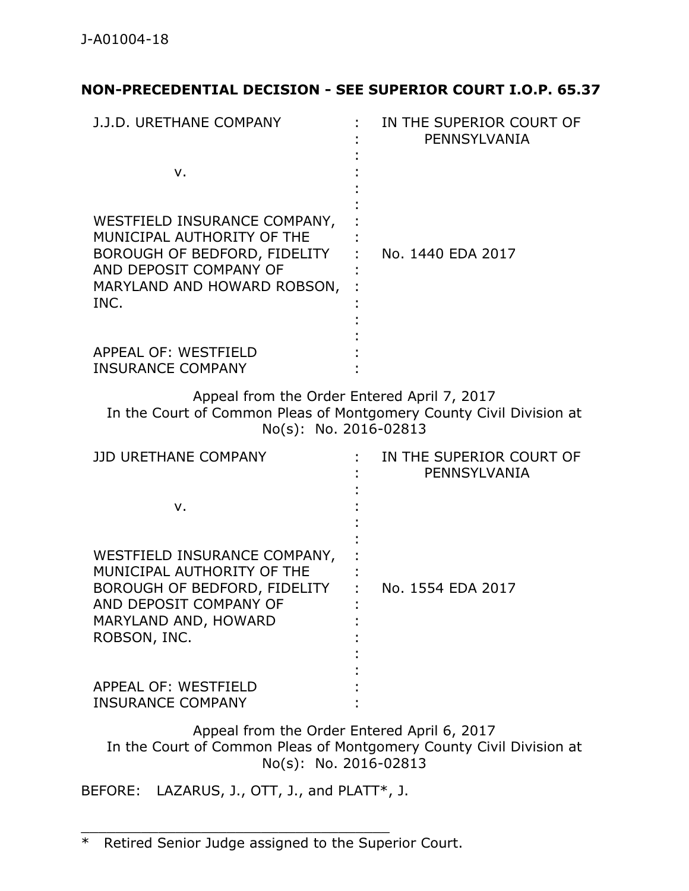J-A01004-18

**NON-PRECEDENTIAL DECISION - SEE SUPERIOR COURT I.O.P. 65.37**

| | | |
|---|---|---|
| J.J.D. URETHANE COMPANY<br><br>v.<br><br>WESTFIELD INSURANCE COMPANY, MUNICIPAL AUTHORITY OF THE BOROUGH OF BEDFORD, FIDELITY AND DEPOSIT COMPANY OF MARYLAND AND HOWARD ROBSON, INC.<br><br>APPEAL OF: WESTFIELD INSURANCE COMPANY | : | IN THE SUPERIOR COURT OF PENNSYLVANIA<br><br>No. 1440 EDA 2017 |

Appeal from the Order Entered April 7, 2017
In the Court of Common Pleas of Montgomery County Civil Division at No(s): No. 2016-02813

| | | |
|---|---|---|
| JJD URETHANE COMPANY<br><br>v.<br><br>WESTFIELD INSURANCE COMPANY, MUNICIPAL AUTHORITY OF THE BOROUGH OF BEDFORD, FIDELITY AND DEPOSIT COMPANY OF MARYLAND AND, HOWARD ROBSON, INC.<br><br>APPEAL OF: WESTFIELD INSURANCE COMPANY | : | IN THE SUPERIOR COURT OF PENNSYLVANIA<br><br>No. 1554 EDA 2017 |

Appeal from the Order Entered April 6, 2017
In the Court of Common Pleas of Montgomery County Civil Division at No(s): No. 2016-02813

BEFORE: LAZARUS, J., OTT, J., and PLATT*, J.

---

\* Retired Senior Judge assigned to the Superior Court.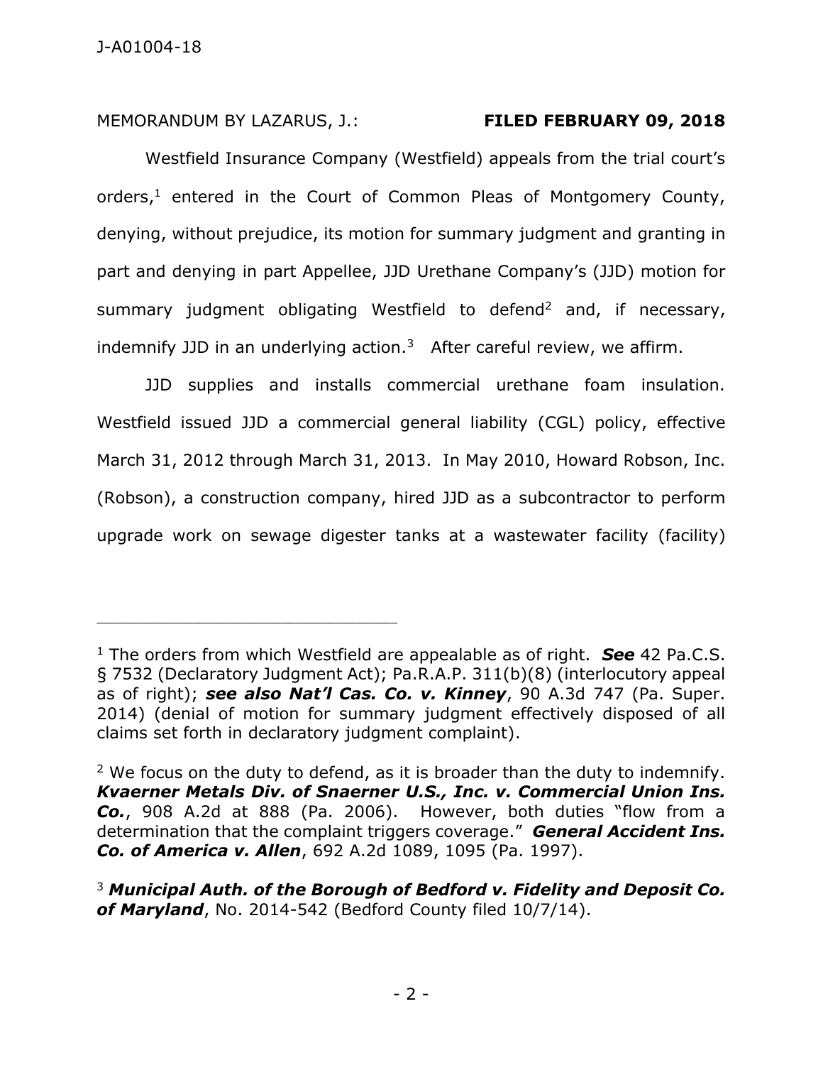MEMORANDUM BY LAZARUS, J.: **FILED FEBRUARY 09, 2018**

Westfield Insurance Company (Westfield) appeals from the trial court's orders,[1] entered in the Court of Common Pleas of Montgomery County, denying, without prejudice, its motion for summary judgment and granting in part and denying in part Appellee, JJD Urethane Company's (JJD) motion for summary judgment obligating Westfield to defend[2] and, if necessary, indemnify JJD in an underlying action.[3] After careful review, we affirm.

JJD supplies and installs commercial urethane foam insulation. Westfield issued JJD a commercial general liability (CGL) policy, effective March 31, 2012 through March 31, 2013. In May 2010, Howard Robson, Inc. (Robson), a construction company, hired JJD as a subcontractor to perform upgrade work on sewage digester tanks at a wastewater facility (facility)

---

[1] The orders from which Westfield are appealable as of right. ***See*** 42 Pa.C.S. § 7532 (Declaratory Judgment Act); Pa.R.A.P. 311(b)(8) (interlocutory appeal as of right); ***see also Nat'l Cas. Co. v. Kinney***, 90 A.3d 747 (Pa. Super. 2014) (denial of motion for summary judgment effectively disposed of all claims set forth in declaratory judgment complaint).

[2] We focus on the duty to defend, as it is broader than the duty to indemnify. ***Kvaerner Metals Div. of Snaerner U.S., Inc. v. Commercial Union Ins. Co.***, 908 A.2d at 888 (Pa. 2006). However, both duties "flow from a determination that the complaint triggers coverage." ***General Accident Ins. Co. of America v. Allen***, 692 A.2d 1089, 1095 (Pa. 1997).

[3] ***Municipal Auth. of the Borough of Bedford v. Fidelity and Deposit Co. of Maryland***, No. 2014-542 (Bedford County filed 10/7/14).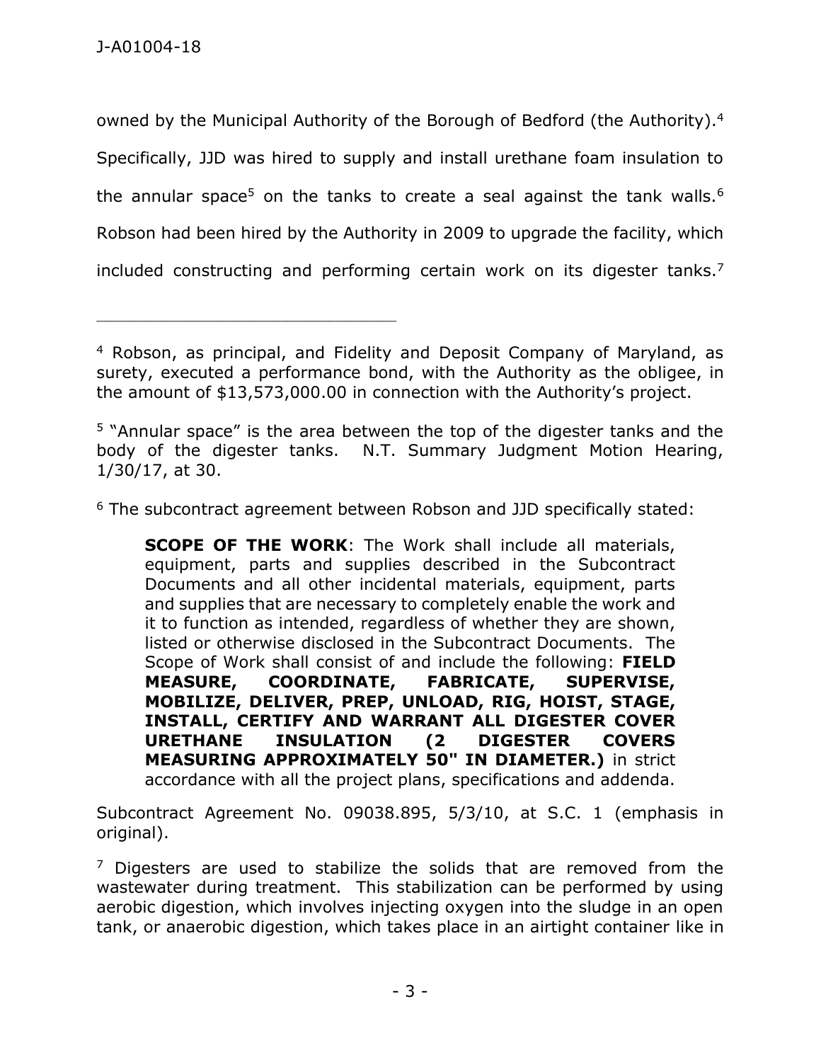owned by the Municipal Authority of the Borough of Bedford (the Authority).[4] Specifically, JJD was hired to supply and install urethane foam insulation to the annular space[5] on the tanks to create a seal against the tank walls.[6] Robson had been hired by the Authority in 2009 to upgrade the facility, which included constructing and performing certain work on its digester tanks.[7]

---

[4] Robson, as principal, and Fidelity and Deposit Company of Maryland, as surety, executed a performance bond, with the Authority as the obligee, in the amount of $13,573,000.00 in connection with the Authority's project.

[5] "Annular space" is the area between the top of the digester tanks and the body of the digester tanks. N.T. Summary Judgment Motion Hearing, 1/30/17, at 30.

[6] The subcontract agreement between Robson and JJD specifically stated:

> **SCOPE OF THE WORK**: The Work shall include all materials, equipment, parts and supplies described in the Subcontract Documents and all other incidental materials, equipment, parts and supplies that are necessary to completely enable the work and it to function as intended, regardless of whether they are shown, listed or otherwise disclosed in the Subcontract Documents. The Scope of Work shall consist of and include the following: **FIELD MEASURE, COORDINATE, FABRICATE, SUPERVISE, MOBILIZE, DELIVER, PREP, UNLOAD, RIG, HOIST, STAGE, INSTALL, CERTIFY AND WARRANT ALL DIGESTER COVER URETHANE INSULATION (2 DIGESTER COVERS MEASURING APPROXIMATELY 50" IN DIAMETER.)** in strict accordance with all the project plans, specifications and addenda.

Subcontract Agreement No. 09038.895, 5/3/10, at S.C. 1 (emphasis in original).

[7] Digesters are used to stabilize the solids that are removed from the wastewater during treatment. This stabilization can be performed by using aerobic digestion, which involves injecting oxygen into the sludge in an open tank, or anaerobic digestion, which takes place in an airtight container like in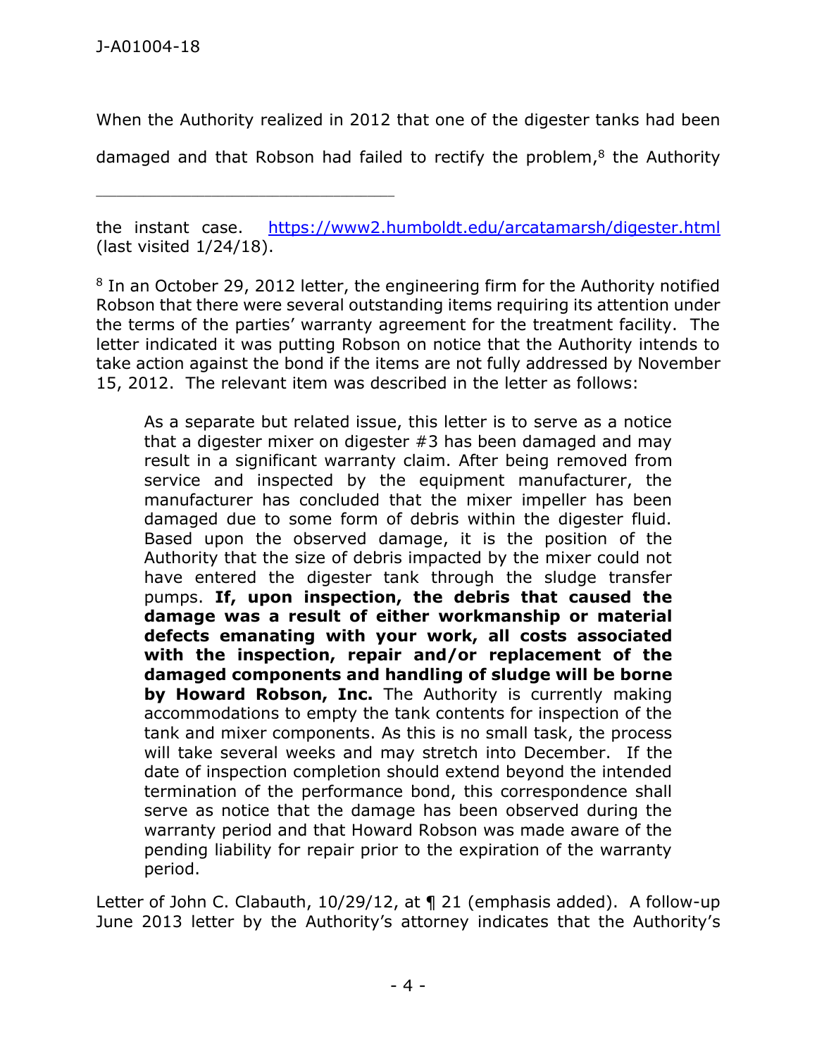When the Authority realized in 2012 that one of the digester tanks had been damaged and that Robson had failed to rectify the problem,[8] the Authority

---

the instant case. https://www2.humboldt.edu/arcatamarsh/digester.html (last visited 1/24/18).

[8] In an October 29, 2012 letter, the engineering firm for the Authority notified Robson that there were several outstanding items requiring its attention under the terms of the parties' warranty agreement for the treatment facility. The letter indicated it was putting Robson on notice that the Authority intends to take action against the bond if the items are not fully addressed by November 15, 2012. The relevant item was described in the letter as follows:

> As a separate but related issue, this letter is to serve as a notice that a digester mixer on digester #3 has been damaged and may result in a significant warranty claim. After being removed from service and inspected by the equipment manufacturer, the manufacturer has concluded that the mixer impeller has been damaged due to some form of debris within the digester fluid. Based upon the observed damage, it is the position of the Authority that the size of debris impacted by the mixer could not have entered the digester tank through the sludge transfer pumps. **If, upon inspection, the debris that caused the damage was a result of either workmanship or material defects emanating with your work, all costs associated with the inspection, repair and/or replacement of the damaged components and handling of sludge will be borne by Howard Robson, Inc.** The Authority is currently making accommodations to empty the tank contents for inspection of the tank and mixer components. As this is no small task, the process will take several weeks and may stretch into December. If the date of inspection completion should extend beyond the intended termination of the performance bond, this correspondence shall serve as notice that the damage has been observed during the warranty period and that Howard Robson was made aware of the pending liability for repair prior to the expiration of the warranty period.

Letter of John C. Clabauth, 10/29/12, at ¶ 21 (emphasis added). A follow-up June 2013 letter by the Authority's attorney indicates that the Authority's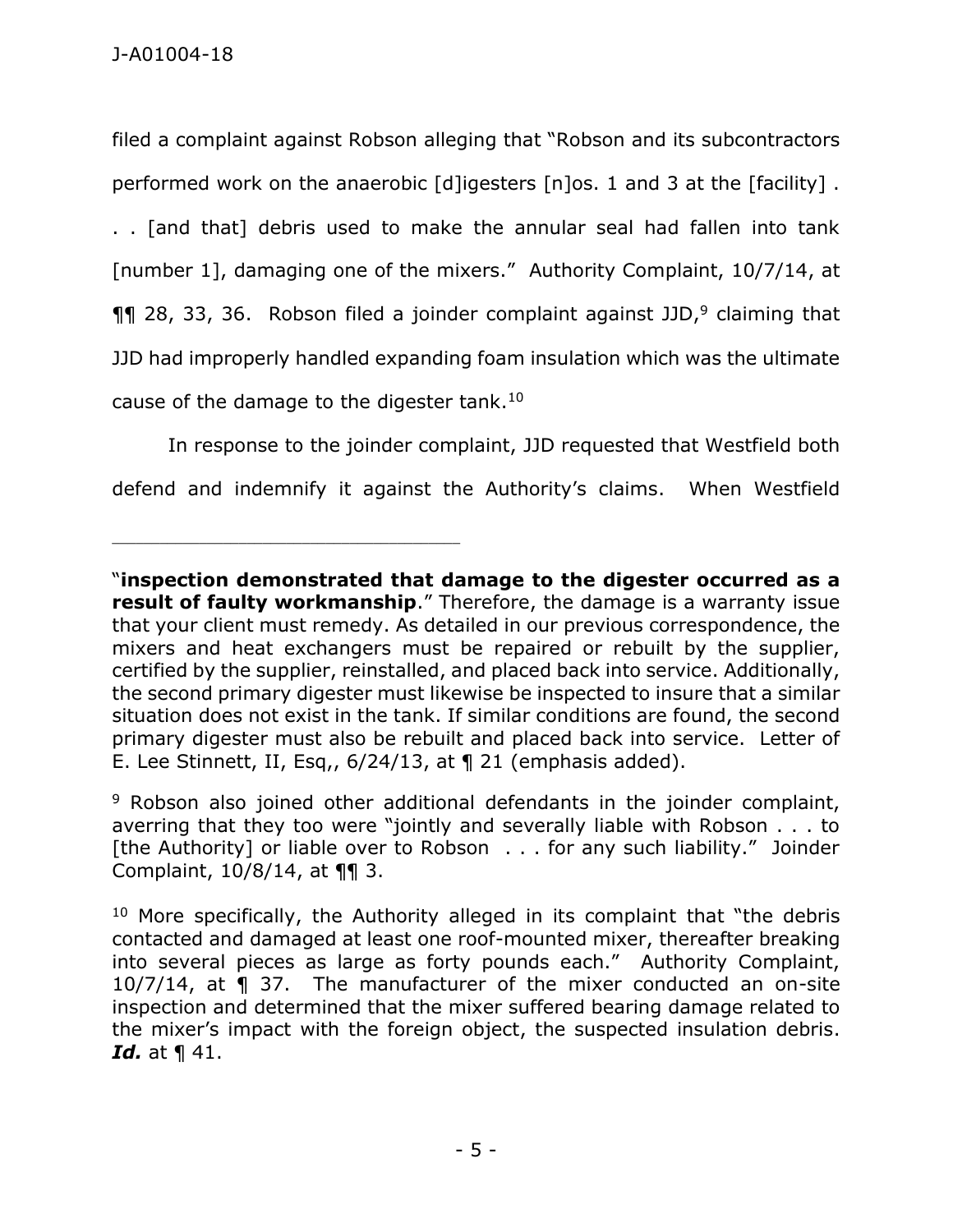filed a complaint against Robson alleging that "Robson and its subcontractors performed work on the anaerobic [d]igesters [n]os. 1 and 3 at the [facility] . . . [and that] debris used to make the annular seal had fallen into tank [number 1], damaging one of the mixers." Authority Complaint, 10/7/14, at ¶¶ 28, 33, 36. Robson filed a joinder complaint against JJD,[9] claiming that JJD had improperly handled expanding foam insulation which was the ultimate cause of the damage to the digester tank.[10]

In response to the joinder complaint, JJD requested that Westfield both defend and indemnify it against the Authority's claims. When Westfield

---

"**inspection demonstrated that damage to the digester occurred as a result of faulty workmanship**." Therefore, the damage is a warranty issue that your client must remedy. As detailed in our previous correspondence, the mixers and heat exchangers must be repaired or rebuilt by the supplier, certified by the supplier, reinstalled, and placed back into service. Additionally, the second primary digester must likewise be inspected to insure that a similar situation does not exist in the tank. If similar conditions are found, the second primary digester must also be rebuilt and placed back into service. Letter of E. Lee Stinnett, II, Esq,, 6/24/13, at ¶ 21 (emphasis added).

[9] Robson also joined other additional defendants in the joinder complaint, averring that they too were "jointly and severally liable with Robson . . . to [the Authority] or liable over to Robson . . . for any such liability." Joinder Complaint, 10/8/14, at ¶¶ 3.

[10] More specifically, the Authority alleged in its complaint that "the debris contacted and damaged at least one roof-mounted mixer, thereafter breaking into several pieces as large as forty pounds each." Authority Complaint, 10/7/14, at ¶ 37. The manufacturer of the mixer conducted an on-site inspection and determined that the mixer suffered bearing damage related to the mixer's impact with the foreign object, the suspected insulation debris. ***Id.*** at ¶ 41.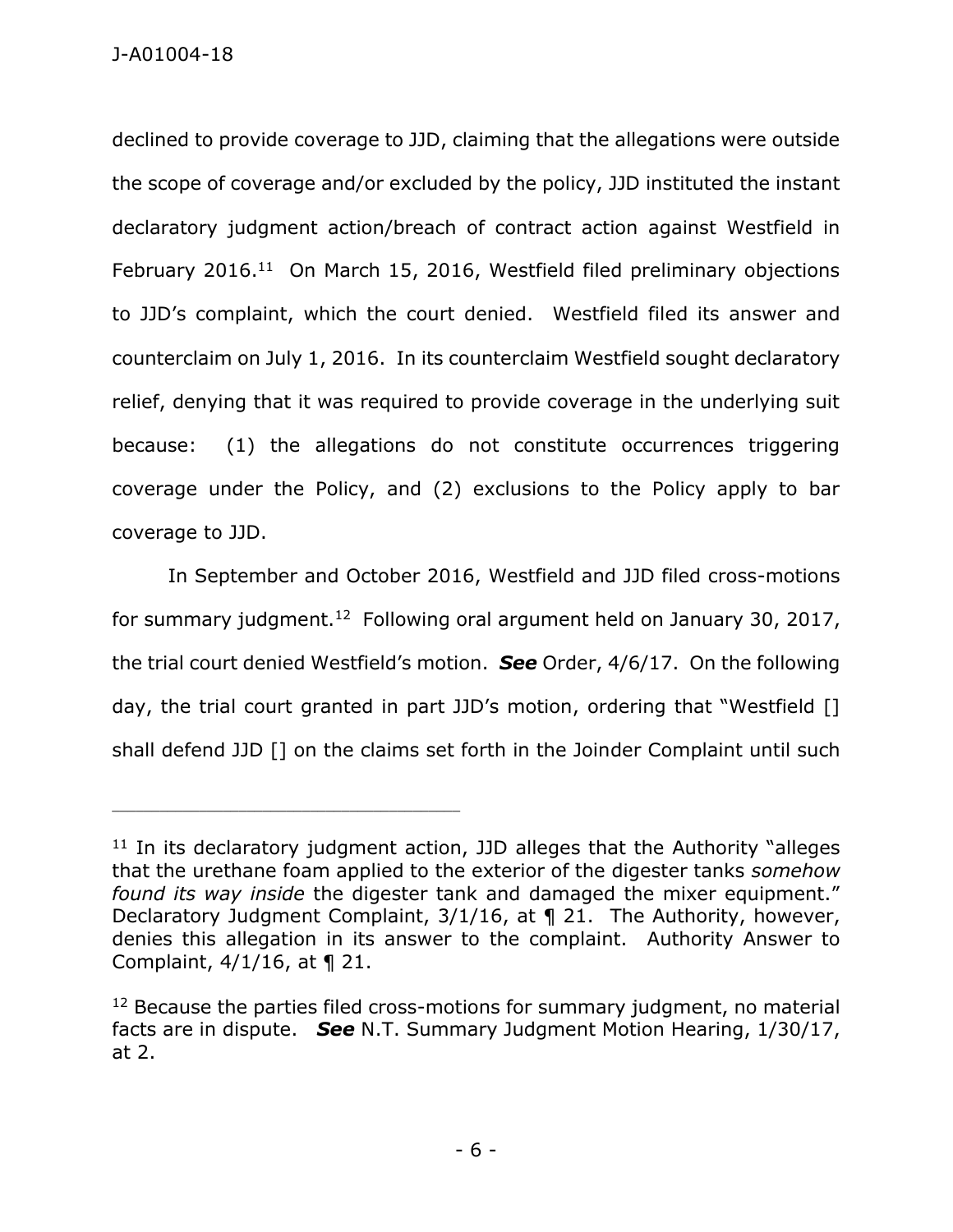declined to provide coverage to JJD, claiming that the allegations were outside the scope of coverage and/or excluded by the policy, JJD instituted the instant declaratory judgment action/breach of contract action against Westfield in February 2016.[11] On March 15, 2016, Westfield filed preliminary objections to JJD's complaint, which the court denied. Westfield filed its answer and counterclaim on July 1, 2016. In its counterclaim Westfield sought declaratory relief, denying that it was required to provide coverage in the underlying suit because: (1) the allegations do not constitute occurrences triggering coverage under the Policy, and (2) exclusions to the Policy apply to bar coverage to JJD.

In September and October 2016, Westfield and JJD filed cross-motions for summary judgment.[12] Following oral argument held on January 30, 2017, the trial court denied Westfield's motion. ***See*** Order, 4/6/17. On the following day, the trial court granted in part JJD's motion, ordering that "Westfield [] shall defend JJD [] on the claims set forth in the Joinder Complaint until such

---

[11] In its declaratory judgment action, JJD alleges that the Authority "alleges that the urethane foam applied to the exterior of the digester tanks *somehow found its way inside* the digester tank and damaged the mixer equipment." Declaratory Judgment Complaint, 3/1/16, at ¶ 21. The Authority, however, denies this allegation in its answer to the complaint. Authority Answer to Complaint, 4/1/16, at ¶ 21.

[12] Because the parties filed cross-motions for summary judgment, no material facts are in dispute. ***See*** N.T. Summary Judgment Motion Hearing, 1/30/17, at 2.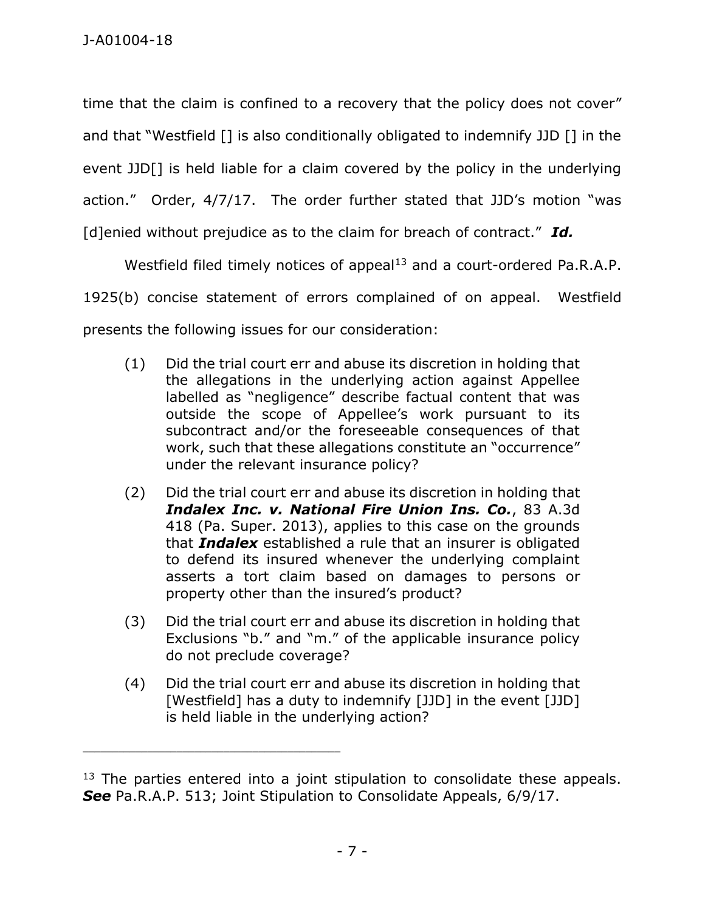time that the claim is confined to a recovery that the policy does not cover" and that "Westfield [] is also conditionally obligated to indemnify JJD [] in the event JJD[] is held liable for a claim covered by the policy in the underlying action." Order, 4/7/17. The order further stated that JJD's motion "was [d]enied without prejudice as to the claim for breach of contract." ***Id.***

Westfield filed timely notices of appeal[13] and a court-ordered Pa.R.A.P. 1925(b) concise statement of errors complained of on appeal. Westfield presents the following issues for our consideration:

> (1) Did the trial court err and abuse its discretion in holding that the allegations in the underlying action against Appellee labelled as "negligence" describe factual content that was outside the scope of Appellee's work pursuant to its subcontract and/or the foreseeable consequences of that work, such that these allegations constitute an "occurrence" under the relevant insurance policy?
>
> (2) Did the trial court err and abuse its discretion in holding that ***Indalex Inc. v. National Fire Union Ins. Co.***, 83 A.3d 418 (Pa. Super. 2013), applies to this case on the grounds that ***Indalex*** established a rule that an insurer is obligated to defend its insured whenever the underlying complaint asserts a tort claim based on damages to persons or property other than the insured's product?
>
> (3) Did the trial court err and abuse its discretion in holding that Exclusions "b." and "m." of the applicable insurance policy do not preclude coverage?
>
> (4) Did the trial court err and abuse its discretion in holding that [Westfield] has a duty to indemnify [JJD] in the event [JJD] is held liable in the underlying action?

---

[13] The parties entered into a joint stipulation to consolidate these appeals. ***See*** Pa.R.A.P. 513; Joint Stipulation to Consolidate Appeals, 6/9/17.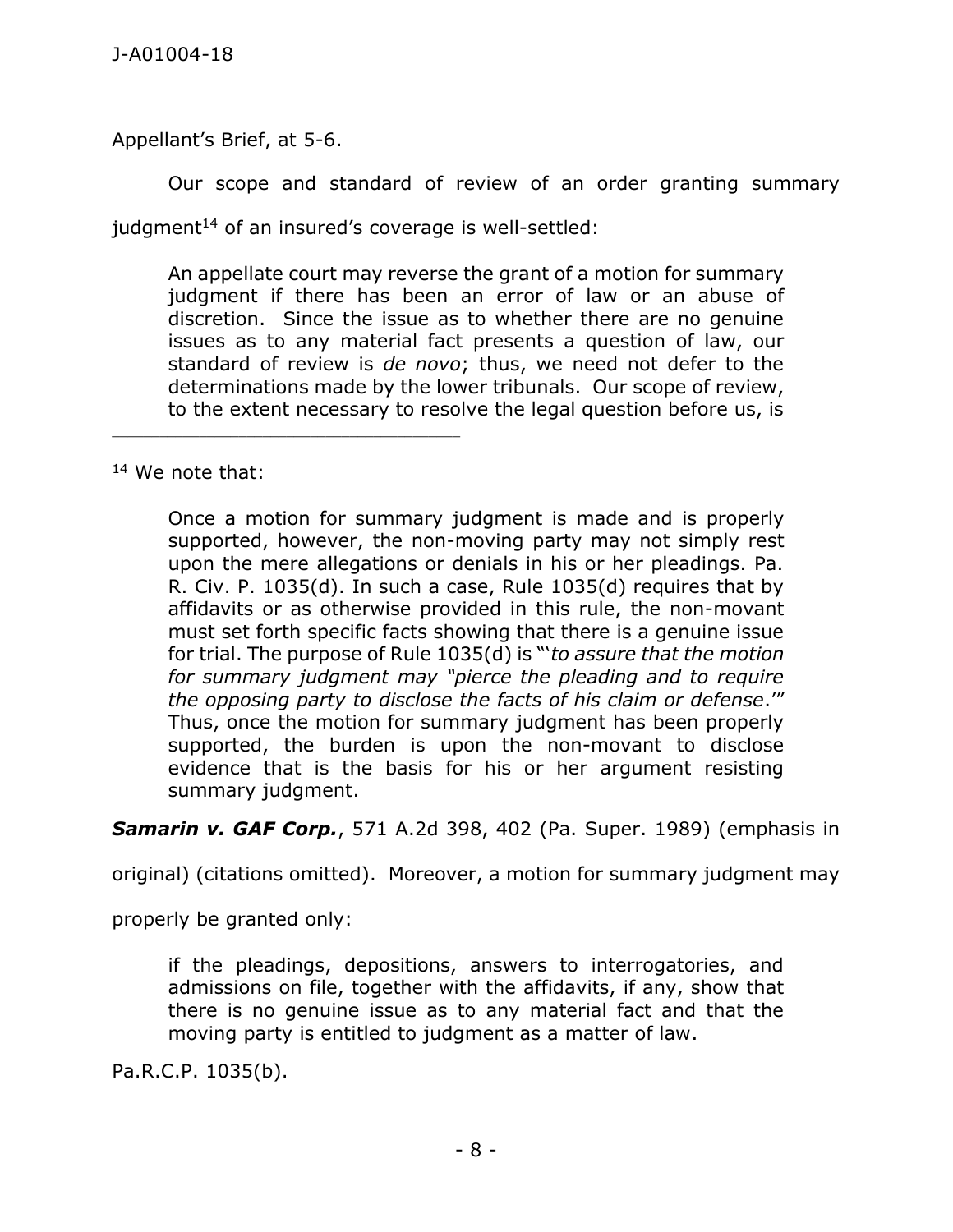Appellant's Brief, at 5-6.

Our scope and standard of review of an order granting summary judgment[14] of an insured's coverage is well-settled:

> An appellate court may reverse the grant of a motion for summary judgment if there has been an error of law or an abuse of discretion. Since the issue as to whether there are no genuine issues as to any material fact presents a question of law, our standard of review is *de novo*; thus, we need not defer to the determinations made by the lower tribunals. Our scope of review, to the extent necessary to resolve the legal question before us, is

---

[14] We note that:

> Once a motion for summary judgment is made and is properly supported, however, the non-moving party may not simply rest upon the mere allegations or denials in his or her pleadings. Pa. R. Civ. P. 1035(d). In such a case, Rule 1035(d) requires that by affidavits or as otherwise provided in this rule, the non-movant must set forth specific facts showing that there is a genuine issue for trial. The purpose of Rule 1035(d) is "'*to assure that the motion for summary judgment may "pierce the pleading and to require the opposing party to disclose the facts of his claim or defense*.'" Thus, once the motion for summary judgment has been properly supported, the burden is upon the non-movant to disclose evidence that is the basis for his or her argument resisting summary judgment.

***Samarin v. GAF Corp.***, 571 A.2d 398, 402 (Pa. Super. 1989) (emphasis in original) (citations omitted). Moreover, a motion for summary judgment may properly be granted only:

> if the pleadings, depositions, answers to interrogatories, and admissions on file, together with the affidavits, if any, show that there is no genuine issue as to any material fact and that the moving party is entitled to judgment as a matter of law.

Pa.R.C.P. 1035(b).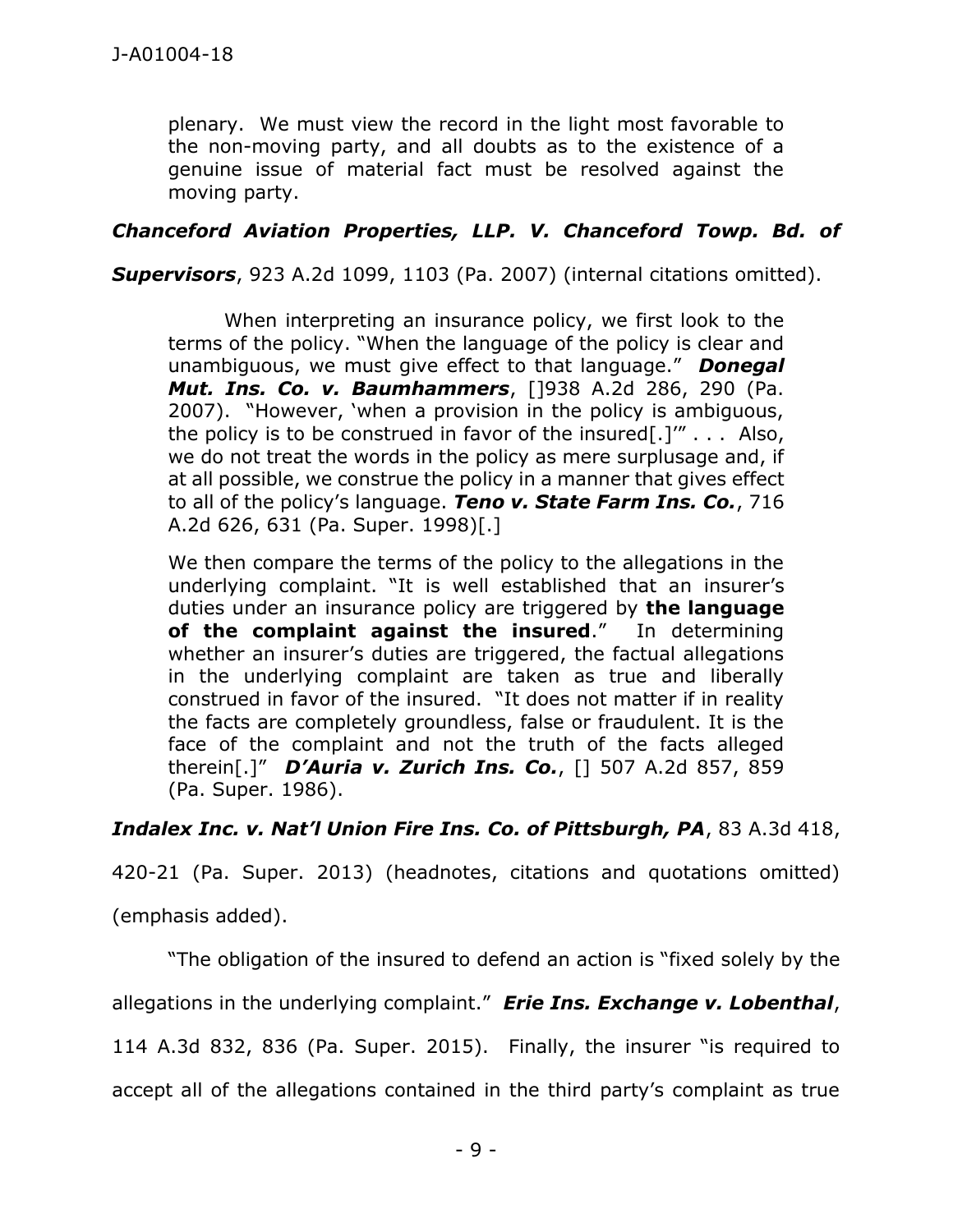> plenary. We must view the record in the light most favorable to the non-moving party, and all doubts as to the existence of a genuine issue of material fact must be resolved against the moving party.

***Chanceford Aviation Properties, LLP. V. Chanceford Towp. Bd. of Supervisors***, 923 A.2d 1099, 1103 (Pa. 2007) (internal citations omitted).

> When interpreting an insurance policy, we first look to the terms of the policy. "When the language of the policy is clear and unambiguous, we must give effect to that language." ***Donegal Mut. Ins. Co. v. Baumhammers***, []938 A.2d 286, 290 (Pa. 2007). "However, 'when a provision in the policy is ambiguous, the policy is to be construed in favor of the insured[.]'" . . . Also, we do not treat the words in the policy as mere surplusage and, if at all possible, we construe the policy in a manner that gives effect to all of the policy's language. ***Teno v. State Farm Ins. Co.***, 716 A.2d 626, 631 (Pa. Super. 1998)[.]
>
> We then compare the terms of the policy to the allegations in the underlying complaint. "It is well established that an insurer's duties under an insurance policy are triggered by **the language of the complaint against the insured**." In determining whether an insurer's duties are triggered, the factual allegations in the underlying complaint are taken as true and liberally construed in favor of the insured. "It does not matter if in reality the facts are completely groundless, false or fraudulent. It is the face of the complaint and not the truth of the facts alleged therein[.]" ***D'Auria v. Zurich Ins. Co.***, [] 507 A.2d 857, 859 (Pa. Super. 1986).

***Indalex Inc. v. Nat'l Union Fire Ins. Co. of Pittsburgh, PA***, 83 A.3d 418, 420-21 (Pa. Super. 2013) (headnotes, citations and quotations omitted) (emphasis added).

"The obligation of the insured to defend an action is "fixed solely by the allegations in the underlying complaint." ***Erie Ins. Exchange v. Lobenthal***, 114 A.3d 832, 836 (Pa. Super. 2015). Finally, the insurer "is required to accept all of the allegations contained in the third party's complaint as true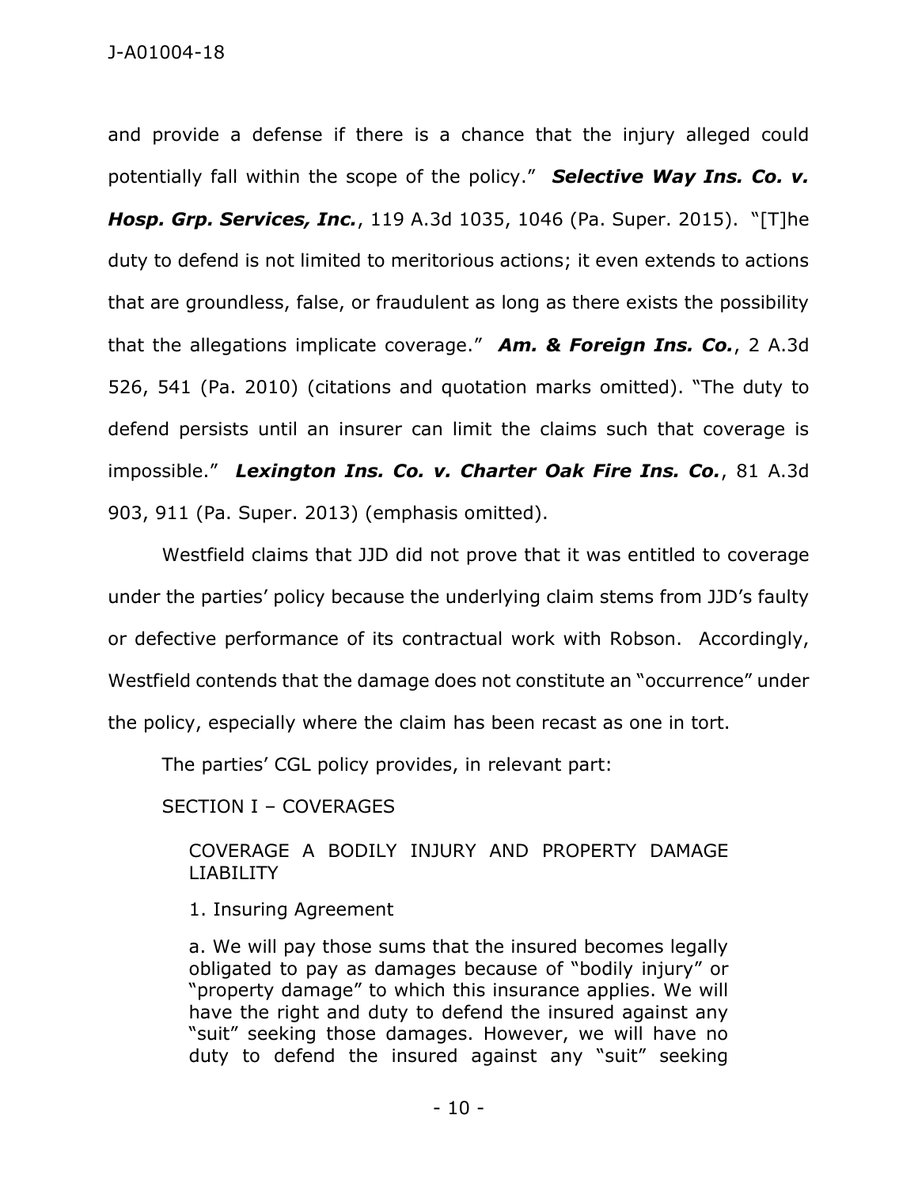and provide a defense if there is a chance that the injury alleged could potentially fall within the scope of the policy." ***Selective Way Ins. Co. v. Hosp. Grp. Services, Inc.***, 119 A.3d 1035, 1046 (Pa. Super. 2015). "[T]he duty to defend is not limited to meritorious actions; it even extends to actions that are groundless, false, or fraudulent as long as there exists the possibility that the allegations implicate coverage." ***Am. & Foreign Ins. Co.***, 2 A.3d 526, 541 (Pa. 2010) (citations and quotation marks omitted). "The duty to defend persists until an insurer can limit the claims such that coverage is impossible." ***Lexington Ins. Co. v. Charter Oak Fire Ins. Co.***, 81 A.3d 903, 911 (Pa. Super. 2013) (emphasis omitted).

Westfield claims that JJD did not prove that it was entitled to coverage under the parties' policy because the underlying claim stems from JJD's faulty or defective performance of its contractual work with Robson. Accordingly, Westfield contends that the damage does not constitute an "occurrence" under the policy, especially where the claim has been recast as one in tort.

The parties' CGL policy provides, in relevant part:

SECTION I – COVERAGES

> COVERAGE A BODILY INJURY AND PROPERTY DAMAGE LIABILITY
>
> 1. Insuring Agreement
>
> a. We will pay those sums that the insured becomes legally obligated to pay as damages because of "bodily injury" or "property damage" to which this insurance applies. We will have the right and duty to defend the insured against any "suit" seeking those damages. However, we will have no duty to defend the insured against any "suit" seeking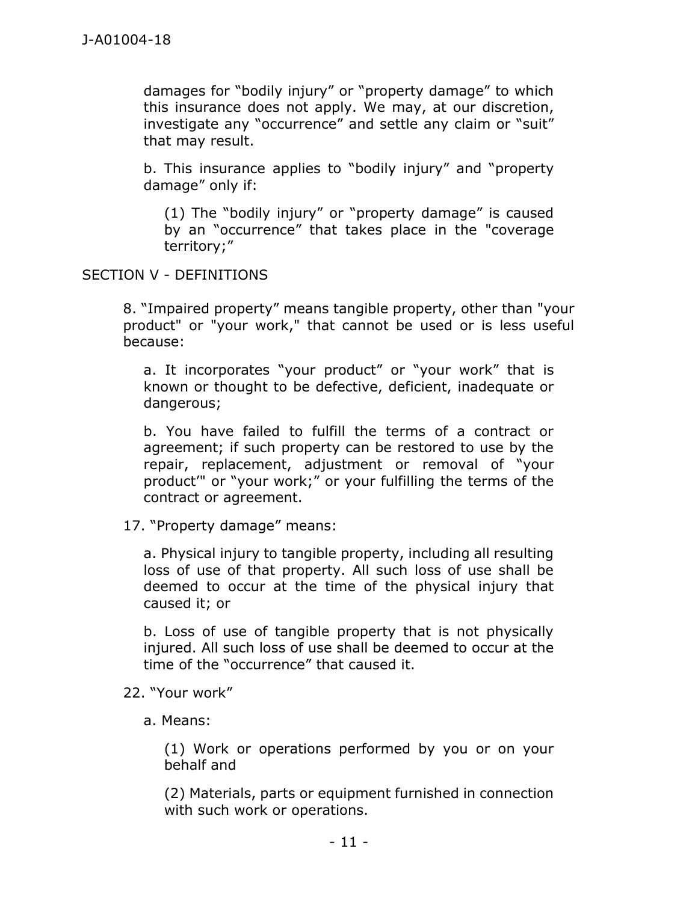damages for "bodily injury" or "property damage" to which this insurance does not apply. We may, at our discretion, investigate any "occurrence" and settle any claim or "suit" that may result.

b. This insurance applies to "bodily injury" and "property damage" only if:

(1) The "bodily injury" or "property damage" is caused by an "occurrence" that takes place in the "coverage territory;"

SECTION V - DEFINITIONS

8. "Impaired property" means tangible property, other than "your product" or "your work," that cannot be used or is less useful because:

a. It incorporates "your product" or "your work" that is known or thought to be defective, deficient, inadequate or dangerous;

b. You have failed to fulfill the terms of a contract or agreement; if such property can be restored to use by the repair, replacement, adjustment or removal of "your product'" or "your work;" or your fulfilling the terms of the contract or agreement.

17. "Property damage" means:

a. Physical injury to tangible property, including all resulting loss of use of that property. All such loss of use shall be deemed to occur at the time of the physical injury that caused it; or

b. Loss of use of tangible property that is not physically injured. All such loss of use shall be deemed to occur at the time of the "occurrence" that caused it.

22. "Your work"

a. Means:

(1) Work or operations performed by you or on your behalf and

(2) Materials, parts or equipment furnished in connection with such work or operations.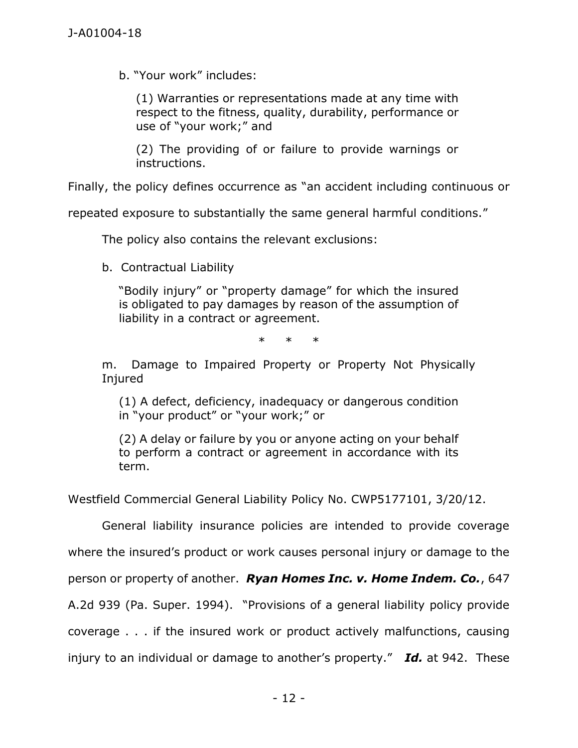b. "Your work" includes:

> (1) Warranties or representations made at any time with respect to the fitness, quality, durability, performance or use of "your work;" and
>
> (2) The providing of or failure to provide warnings or instructions.

Finally, the policy defines occurrence as "an accident including continuous or repeated exposure to substantially the same general harmful conditions."

The policy also contains the relevant exclusions:

b. Contractual Liability

> "Bodily injury" or "property damage" for which the insured is obligated to pay damages by reason of the assumption of liability in a contract or agreement.

\* \* \*

m. Damage to Impaired Property or Property Not Physically Injured

> (1) A defect, deficiency, inadequacy or dangerous condition in "your product" or "your work;" or
>
> (2) A delay or failure by you or anyone acting on your behalf to perform a contract or agreement in accordance with its term.

Westfield Commercial General Liability Policy No. CWP5177101, 3/20/12.

General liability insurance policies are intended to provide coverage where the insured's product or work causes personal injury or damage to the person or property of another. ***Ryan Homes Inc. v. Home Indem. Co.***, 647 A.2d 939 (Pa. Super. 1994). "Provisions of a general liability policy provide coverage . . . if the insured work or product actively malfunctions, causing injury to an individual or damage to another's property." ***Id.*** at 942. These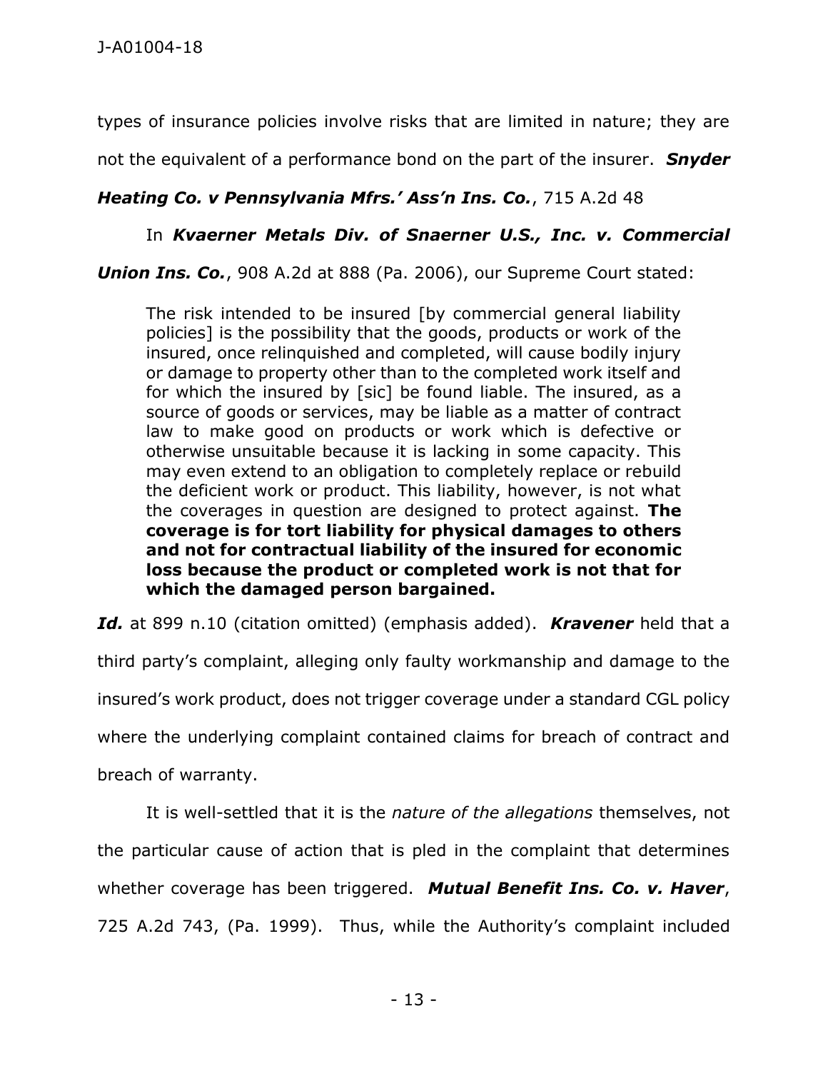types of insurance policies involve risks that are limited in nature; they are not the equivalent of a performance bond on the part of the insurer. ***Snyder Heating Co. v Pennsylvania Mfrs.' Ass'n Ins. Co.***, 715 A.2d 48

In ***Kvaerner Metals Div. of Snaerner U.S., Inc. v. Commercial Union Ins. Co.***, 908 A.2d at 888 (Pa. 2006), our Supreme Court stated:

> The risk intended to be insured [by commercial general liability policies] is the possibility that the goods, products or work of the insured, once relinquished and completed, will cause bodily injury or damage to property other than to the completed work itself and for which the insured by [sic] be found liable. The insured, as a source of goods or services, may be liable as a matter of contract law to make good on products or work which is defective or otherwise unsuitable because it is lacking in some capacity. This may even extend to an obligation to completely replace or rebuild the deficient work or product. This liability, however, is not what the coverages in question are designed to protect against. **The coverage is for tort liability for physical damages to others and not for contractual liability of the insured for economic loss because the product or completed work is not that for which the damaged person bargained.**

***Id.*** at 899 n.10 (citation omitted) (emphasis added). ***Kravener*** held that a third party's complaint, alleging only faulty workmanship and damage to the insured's work product, does not trigger coverage under a standard CGL policy where the underlying complaint contained claims for breach of contract and breach of warranty.

It is well-settled that it is the *nature of the allegations* themselves, not the particular cause of action that is pled in the complaint that determines whether coverage has been triggered. ***Mutual Benefit Ins. Co. v. Haver***, 725 A.2d 743, (Pa. 1999). Thus, while the Authority's complaint included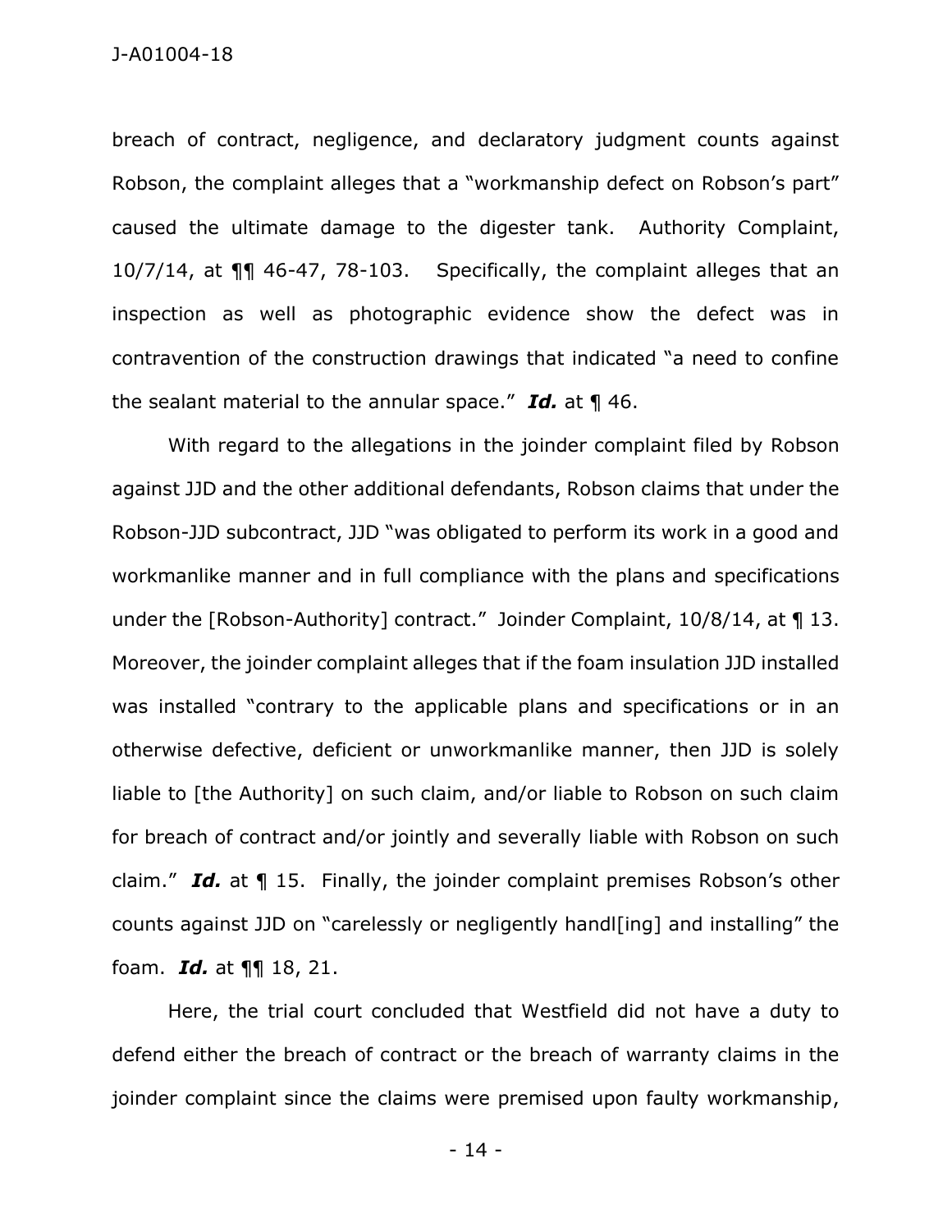breach of contract, negligence, and declaratory judgment counts against Robson, the complaint alleges that a "workmanship defect on Robson's part" caused the ultimate damage to the digester tank. Authority Complaint, 10/7/14, at ¶¶ 46-47, 78-103. Specifically, the complaint alleges that an inspection as well as photographic evidence show the defect was in contravention of the construction drawings that indicated "a need to confine the sealant material to the annular space." ***Id.*** at ¶ 46.

With regard to the allegations in the joinder complaint filed by Robson against JJD and the other additional defendants, Robson claims that under the Robson-JJD subcontract, JJD "was obligated to perform its work in a good and workmanlike manner and in full compliance with the plans and specifications under the [Robson-Authority] contract." Joinder Complaint, 10/8/14, at ¶ 13. Moreover, the joinder complaint alleges that if the foam insulation JJD installed was installed "contrary to the applicable plans and specifications or in an otherwise defective, deficient or unworkmanlike manner, then JJD is solely liable to [the Authority] on such claim, and/or liable to Robson on such claim for breach of contract and/or jointly and severally liable with Robson on such claim." ***Id.*** at ¶ 15. Finally, the joinder complaint premises Robson's other counts against JJD on "carelessly or negligently handl[ing] and installing" the foam. ***Id.*** at ¶¶ 18, 21.

Here, the trial court concluded that Westfield did not have a duty to defend either the breach of contract or the breach of warranty claims in the joinder complaint since the claims were premised upon faulty workmanship,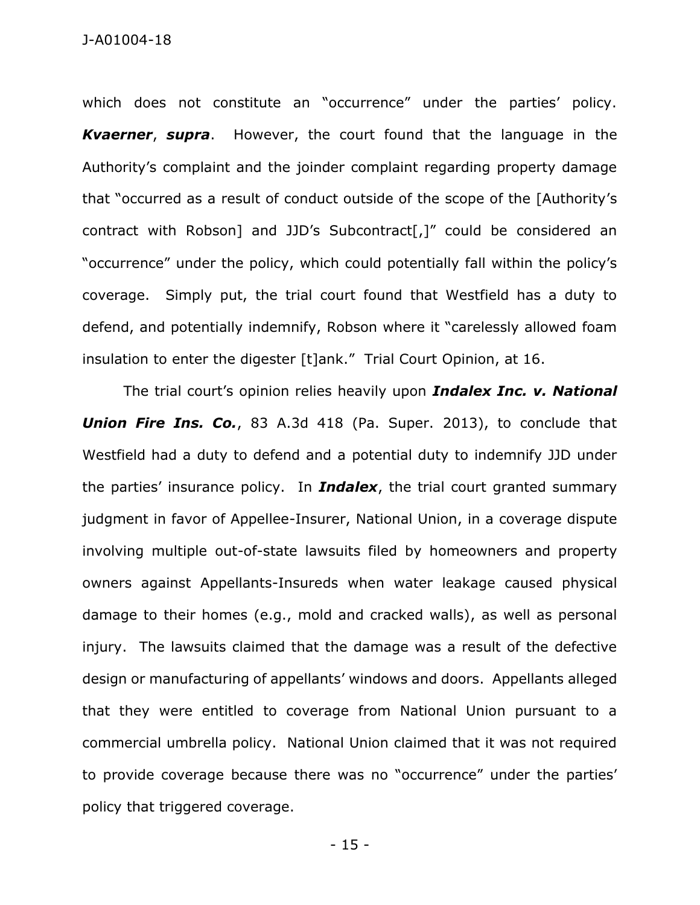which does not constitute an "occurrence" under the parties' policy. ***Kvaerner***, ***supra***. However, the court found that the language in the Authority's complaint and the joinder complaint regarding property damage that "occurred as a result of conduct outside of the scope of the [Authority's contract with Robson] and JJD's Subcontract[,]" could be considered an "occurrence" under the policy, which could potentially fall within the policy's coverage. Simply put, the trial court found that Westfield has a duty to defend, and potentially indemnify, Robson where it "carelessly allowed foam insulation to enter the digester [t]ank." Trial Court Opinion, at 16.

The trial court's opinion relies heavily upon ***Indalex Inc. v. National Union Fire Ins. Co.***, 83 A.3d 418 (Pa. Super. 2013), to conclude that Westfield had a duty to defend and a potential duty to indemnify JJD under the parties' insurance policy. In ***Indalex***, the trial court granted summary judgment in favor of Appellee-Insurer, National Union, in a coverage dispute involving multiple out-of-state lawsuits filed by homeowners and property owners against Appellants-Insureds when water leakage caused physical damage to their homes (e.g., mold and cracked walls), as well as personal injury. The lawsuits claimed that the damage was a result of the defective design or manufacturing of appellants' windows and doors. Appellants alleged that they were entitled to coverage from National Union pursuant to a commercial umbrella policy. National Union claimed that it was not required to provide coverage because there was no "occurrence" under the parties' policy that triggered coverage.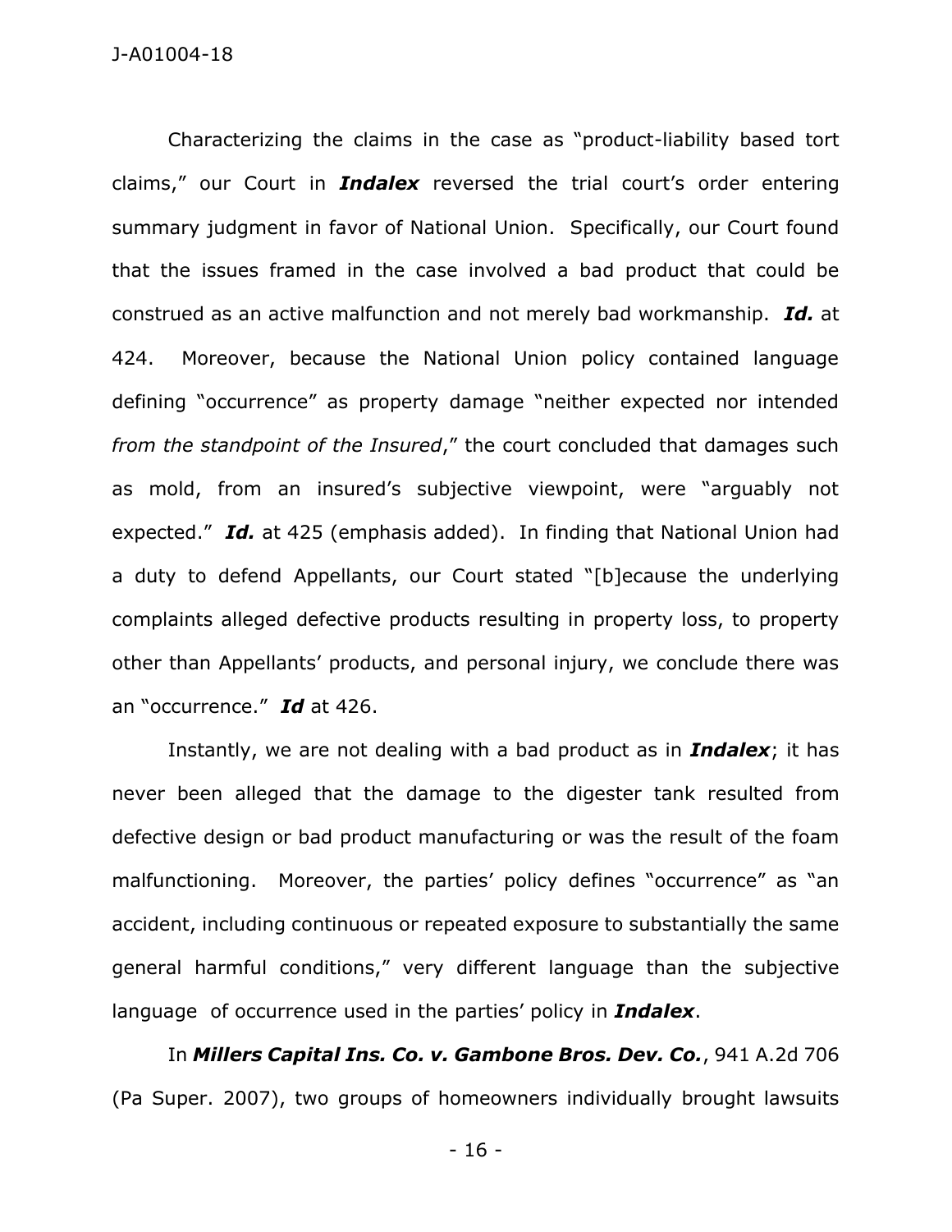Characterizing the claims in the case as "product-liability based tort claims," our Court in ***Indalex*** reversed the trial court's order entering summary judgment in favor of National Union. Specifically, our Court found that the issues framed in the case involved a bad product that could be construed as an active malfunction and not merely bad workmanship. ***Id.*** at 424. Moreover, because the National Union policy contained language defining "occurrence" as property damage "neither expected nor intended *from the standpoint of the Insured*," the court concluded that damages such as mold, from an insured's subjective viewpoint, were "arguably not expected." ***Id.*** at 425 (emphasis added). In finding that National Union had a duty to defend Appellants, our Court stated "[b]ecause the underlying complaints alleged defective products resulting in property loss, to property other than Appellants' products, and personal injury, we conclude there was an "occurrence." ***Id*** at 426.

Instantly, we are not dealing with a bad product as in ***Indalex***; it has never been alleged that the damage to the digester tank resulted from defective design or bad product manufacturing or was the result of the foam malfunctioning. Moreover, the parties' policy defines "occurrence" as "an accident, including continuous or repeated exposure to substantially the same general harmful conditions," very different language than the subjective language of occurrence used in the parties' policy in ***Indalex***.

In ***Millers Capital Ins. Co. v. Gambone Bros. Dev. Co.***, 941 A.2d 706 (Pa Super. 2007), two groups of homeowners individually brought lawsuits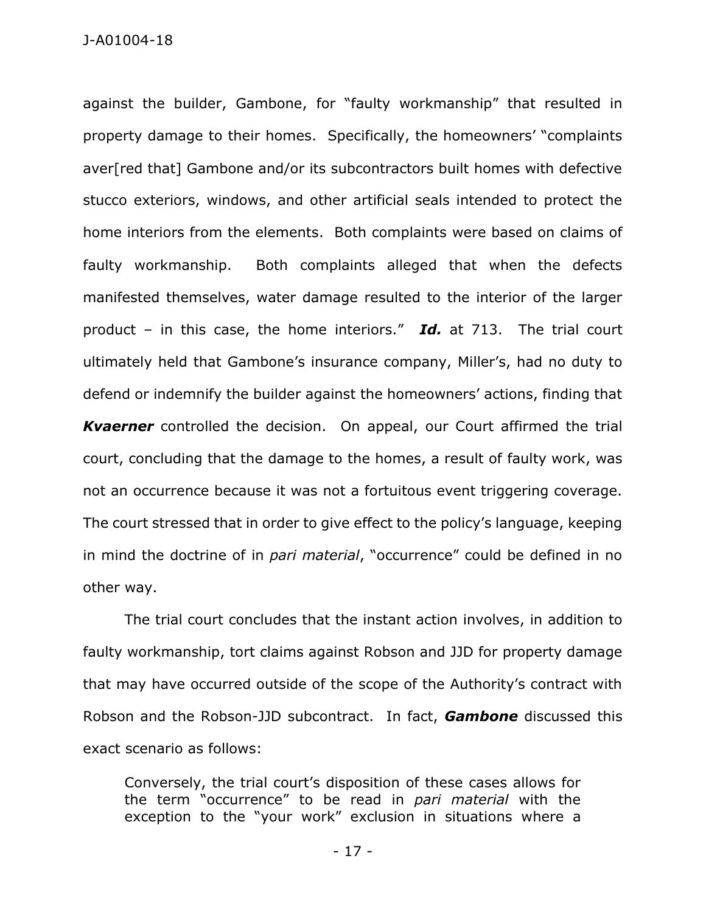against the builder, Gambone, for "faulty workmanship" that resulted in property damage to their homes. Specifically, the homeowners' "complaints aver[red that] Gambone and/or its subcontractors built homes with defective stucco exteriors, windows, and other artificial seals intended to protect the home interiors from the elements. Both complaints were based on claims of faulty workmanship. Both complaints alleged that when the defects manifested themselves, water damage resulted to the interior of the larger product – in this case, the home interiors." ***Id.*** at 713. The trial court ultimately held that Gambone's insurance company, Miller's, had no duty to defend or indemnify the builder against the homeowners' actions, finding that ***Kvaerner*** controlled the decision. On appeal, our Court affirmed the trial court, concluding that the damage to the homes, a result of faulty work, was not an occurrence because it was not a fortuitous event triggering coverage. The court stressed that in order to give effect to the policy's language, keeping in mind the doctrine of in *pari material*, "occurrence" could be defined in no other way.

The trial court concludes that the instant action involves, in addition to faulty workmanship, tort claims against Robson and JJD for property damage that may have occurred outside of the scope of the Authority's contract with Robson and the Robson-JJD subcontract. In fact, ***Gambone*** discussed this exact scenario as follows:

> Conversely, the trial court's disposition of these cases allows for the term "occurrence" to be read in *pari material* with the exception to the "your work" exclusion in situations where a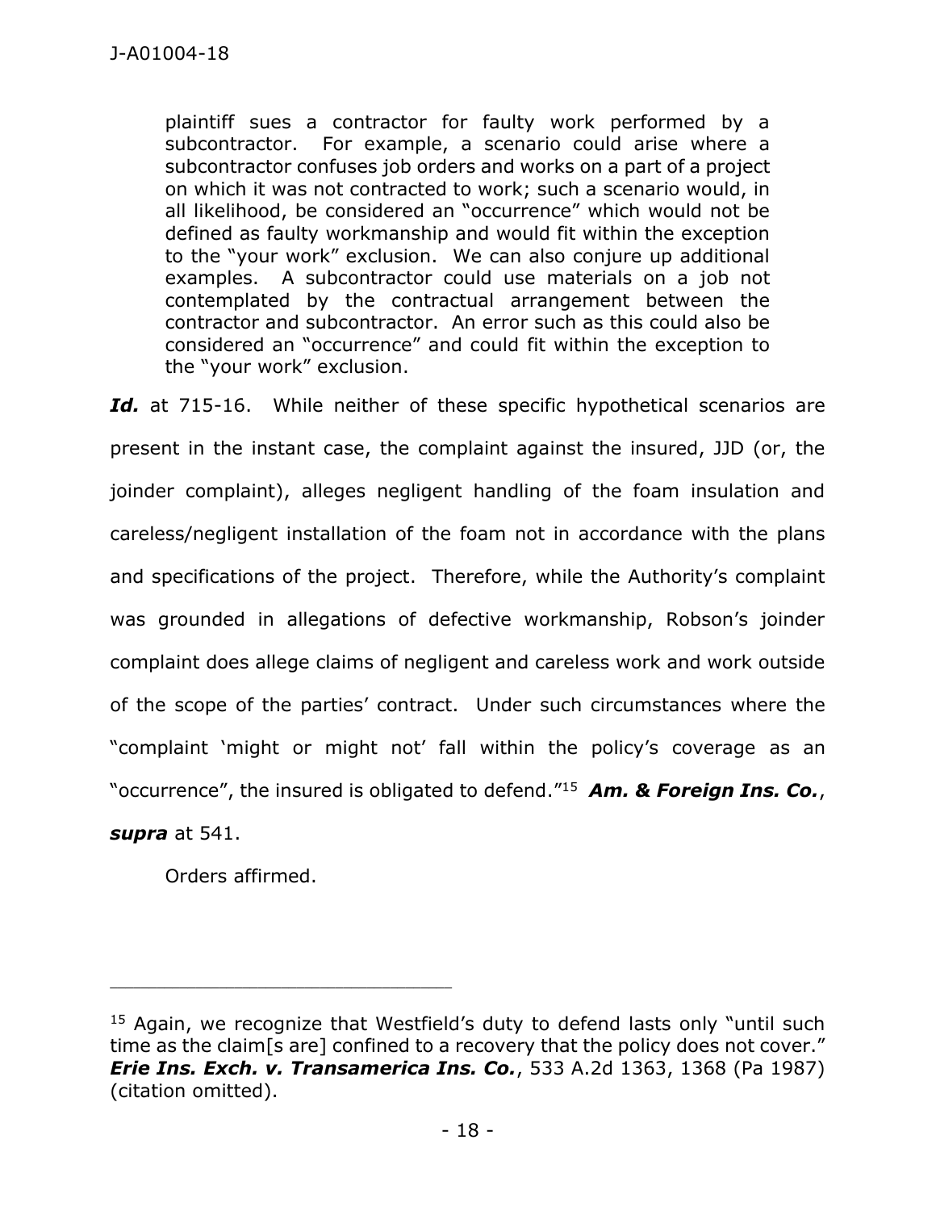> plaintiff sues a contractor for faulty work performed by a subcontractor. For example, a scenario could arise where a subcontractor confuses job orders and works on a part of a project on which it was not contracted to work; such a scenario would, in all likelihood, be considered an "occurrence" which would not be defined as faulty workmanship and would fit within the exception to the "your work" exclusion. We can also conjure up additional examples. A subcontractor could use materials on a job not contemplated by the contractual arrangement between the contractor and subcontractor. An error such as this could also be considered an "occurrence" and could fit within the exception to the "your work" exclusion.

***Id.*** at 715-16. While neither of these specific hypothetical scenarios are present in the instant case, the complaint against the insured, JJD (or, the joinder complaint), alleges negligent handling of the foam insulation and careless/negligent installation of the foam not in accordance with the plans and specifications of the project. Therefore, while the Authority's complaint was grounded in allegations of defective workmanship, Robson's joinder complaint does allege claims of negligent and careless work and work outside of the scope of the parties' contract. Under such circumstances where the "complaint 'might or might not' fall within the policy's coverage as an "occurrence", the insured is obligated to defend."[15] ***Am. & Foreign Ins. Co.***, ***supra*** at 541.

Orders affirmed.

---

[15] Again, we recognize that Westfield's duty to defend lasts only "until such time as the claim[s are] confined to a recovery that the policy does not cover." ***Erie Ins. Exch. v. Transamerica Ins. Co.***, 533 A.2d 1363, 1368 (Pa 1987) (citation omitted).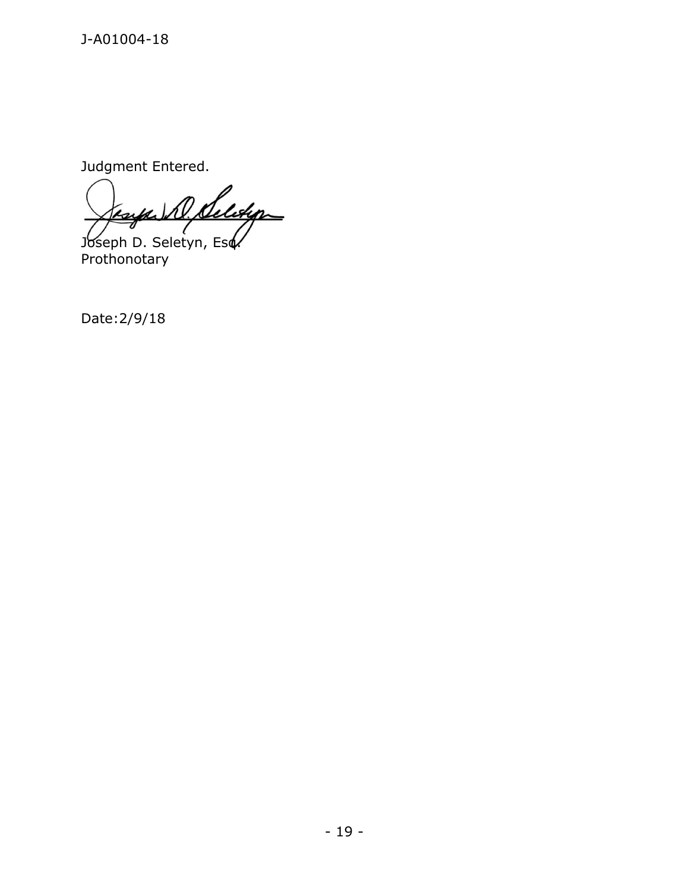Judgment Entered.

Joseph D. Seletyn, Esq.
Prothonotary

Date: 2/9/18